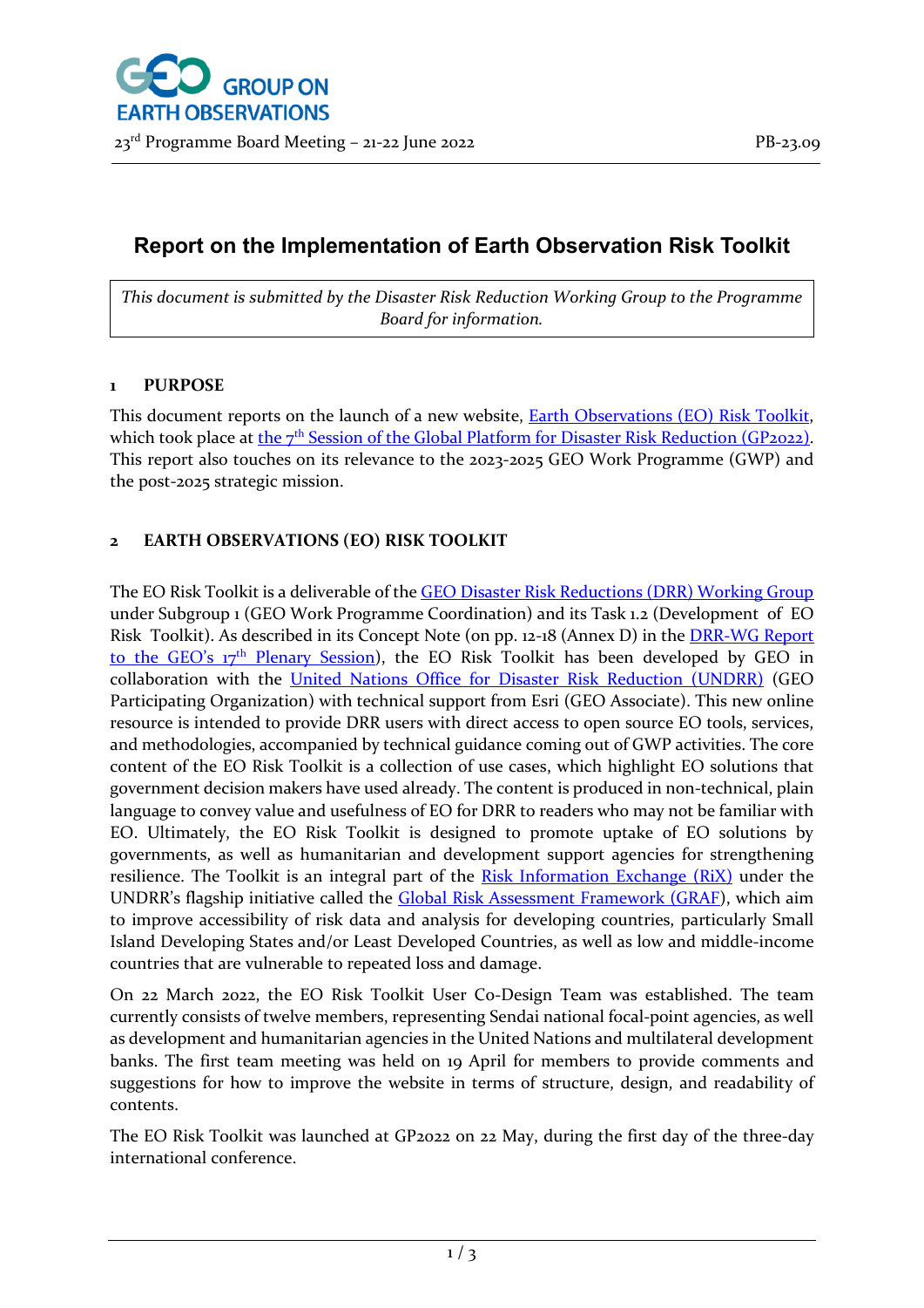# Report on the Implementation of Earth Observation Risk Toolkit

*This document is submitted by the Disaster Risk Reduction Working Group to the Programme Board for information.*

## 1 PURPOSE

This document reports on the launch of a new website, Earth Observations (EO) Risk Toolkit, which took place at the 7th Session of the Global Platform for Disaster Risk Reduction (GP2022). This report also touches on its relevance to the 2023-2025 GEO Work Programme (GWP) and the post-2025 strategic mission.

## 2 EARTH OBSERVATIONS (EO) RISK TOOLKIT

The EO Risk Toolkit is a deliverable of the GEO Disaster Risk Reductions (DRR) Working Group under Subgroup 1 (GEO Work Programme Coordination) and its Task 1.2 (Development of EO Risk Toolkit). As described in its Concept Note (on pp. 12-18 (Annex D) in the DRR-WG Report to the GEO's 17th Plenary Session), the EO Risk Toolkit has been developed by GEO in collaboration with the United Nations Office for Disaster Risk Reduction (UNDRR) (GEO Participating Organization) with technical support from Esri (GEO Associate). This new online resource is intended to provide DRR users with direct access to open source EO tools, services, and methodologies, accompanied by technical guidance coming out of GWP activities. The core content of the EO Risk Toolkit is a collection of use cases, which highlight EO solutions that government decision makers have used already. The content is produced in non-technical, plain language to convey value and usefulness of EO for DRR to readers who may not be familiar with EO. Ultimately, the EO Risk Toolkit is designed to promote uptake of EO solutions by governments, as well as humanitarian and development support agencies for strengthening resilience. The Toolkit is an integral part of the Risk Information Exchange (RiX) under the UNDRR's flagship initiative called the Global Risk Assessment Framework (GRAF), which aim to improve accessibility of risk data and analysis for developing countries, particularly Small Island Developing States and/or Least Developed Countries, as well as low and middle-income countries that are vulnerable to repeated loss and damage.

On 22 March 2022, the EO Risk Toolkit User Co-Design Team was established. The team currently consists of twelve members, representing Sendai national focal-point agencies, as well as development and humanitarian agencies in the United Nations and multilateral development banks. The first team meeting was held on 19 April for members to provide comments and suggestions for how to improve the website in terms of structure, design, and readability of contents.

The EO Risk Toolkit was launched at GP2022 on 22 May, during the first day of the three-day international conference.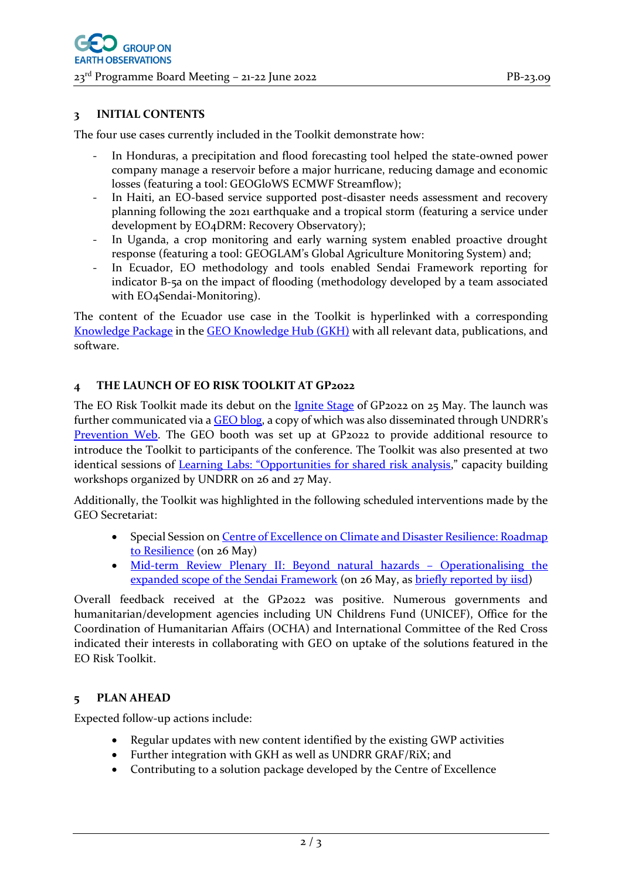## 3 INITIAL CONTENTS

The four use cases currently included in the Toolkit demonstrate how:

- In Honduras, a precipitation and flood forecasting tool helped the state-owned power company manage a reservoir before a major hurricane, reducing damage and economic losses (featuring a tool: GEOGloWS ECMWF Streamflow);
- In Haiti, an EO-based service supported post-disaster needs assessment and recovery planning following the 2021 earthquake and a tropical storm (featuring a service under development by EO4DRM: Recovery Observatory);
- In Uganda, a crop monitoring and early warning system enabled proactive drought response (featuring a tool: GEOGLAM's Global Agriculture Monitoring System) and;
- In Ecuador, EO methodology and tools enabled Sendai Framework reporting for indicator B-5a on the impact of flooding (methodology developed by a team associated with EO4Sendai-Monitoring).

The content of the Ecuador use case in the Toolkit is hyperlinked with a corresponding Knowledge Package in the GEO Knowledge Hub (GKH) with all relevant data, publications, and software.

## 4 THE LAUNCH OF EO RISK TOOLKIT AT GP2022

The EO Risk Toolkit made its debut on the Ignite Stage of GP2022 on 25 May. The launch was further communicated via a GEO blog, a copy of which was also disseminated through UNDRR's Prevention Web. The GEO booth was set up at GP2022 to provide additional resource to introduce the Toolkit to participants of the conference. The Toolkit was also presented at two identical sessions of Learning Labs: "Opportunities for shared risk analysis," capacity building workshops organized by UNDRR on 26 and 27 May.

Additionally, the Toolkit was highlighted in the following scheduled interventions made by the GEO Secretariat:

- Special Session on Centre of Excellence on Climate and Disaster Resilience: Roadmap to Resilience (on 26 May)
- Mid-term Review Plenary II: Beyond natural hazards – Operationalising the expanded scope of the Sendai Framework (on 26 May, as briefly reported by iisd)

Overall feedback received at the GP2022 was positive. Numerous governments and humanitarian/development agencies including UN Childrens Fund (UNICEF), Office for the Coordination of Humanitarian Affairs (OCHA) and International Committee of the Red Cross indicated their interests in collaborating with GEO on uptake of the solutions featured in the EO Risk Toolkit.

## 5 PLAN AHEAD

Expected follow-up actions include:

- Regular updates with new content identified by the existing GWP activities
- Further integration with GKH as well as UNDRR GRAF/RiX; and
- Contributing to a solution package developed by the Centre of Excellence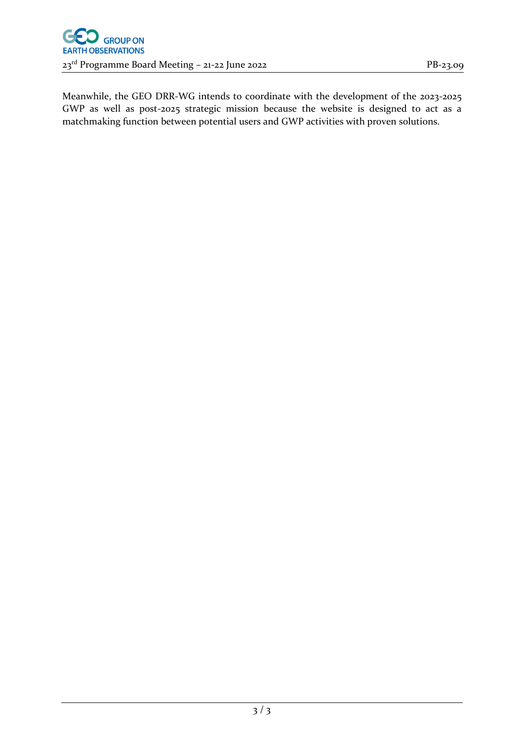Meanwhile, the GEO DRR-WG intends to coordinate with the development of the 2023-2025 GWP as well as post-2025 strategic mission because the website is designed to act as a matchmaking function between potential users and GWP activities with proven solutions.